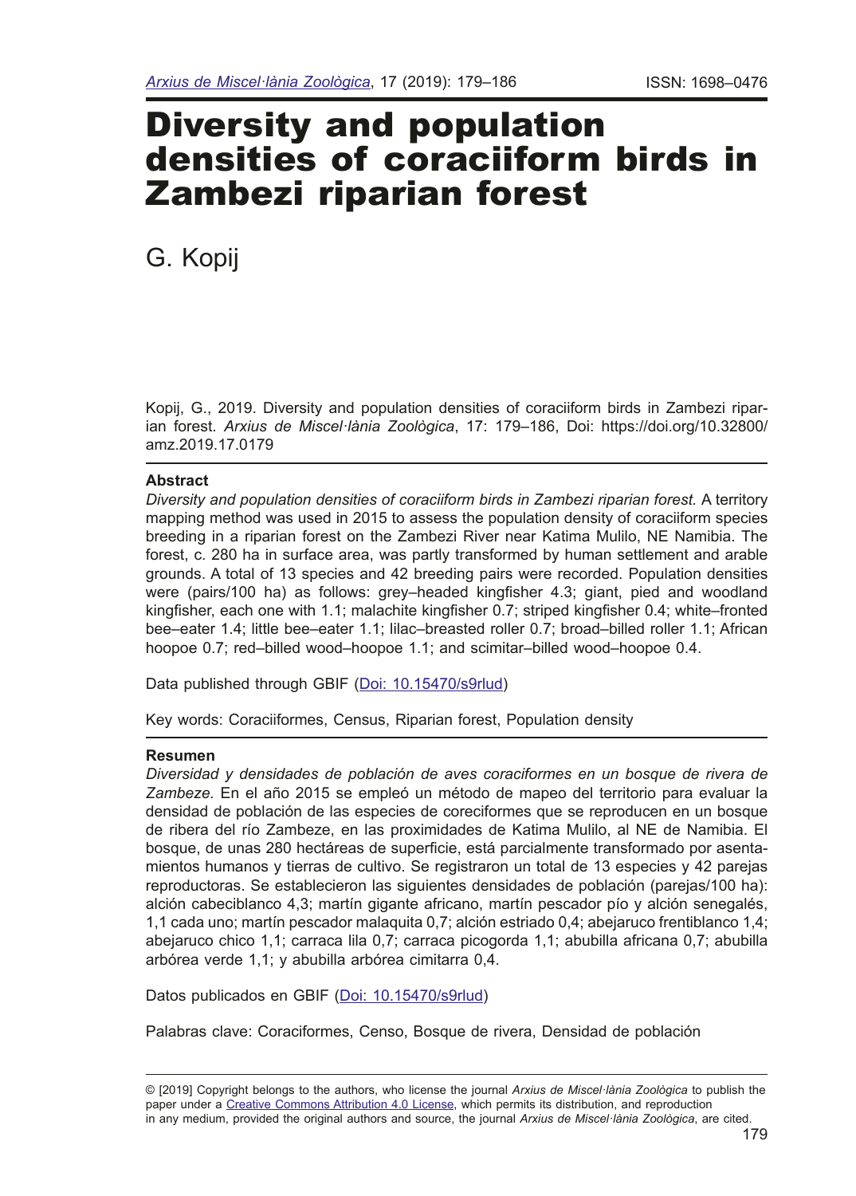# Diversity and population densities of coraciiform birds in Zambezi riparian forest

G. Kopij

Kopij, G., 2019. Diversity and population densities of coraciiform birds in Zambezi riparian forest. *Arxius de Miscel·lània Zoològica*, 17: 179–186, Doi: https://doi.org/10.32800/amz.2019.17.0179

## Abstract

*Diversity and population densities of coraciiform birds in Zambezi riparian forest.* A territory mapping method was used in 2015 to assess the population density of coraciiform species breeding in a riparian forest on the Zambezi River near Katima Mulilo, NE Namibia. The forest, c. 280 ha in surface area, was partly transformed by human settlement and arable grounds. A total of 13 species and 42 breeding pairs were recorded. Population densities were (pairs/100 ha) as follows: grey–headed kingfisher 4.3; giant, pied and woodland kingfisher, each one with 1.1; malachite kingfisher 0.7; striped kingfisher 0.4; white–fronted bee–eater 1.4; little bee–eater 1.1; lilac–breasted roller 0.7; broad–billed roller 1.1; African hoopoe 0.7; red–billed wood–hoopoe 1.1; and scimitar–billed wood–hoopoe 0.4.

Data published through GBIF (Doi: 10.15470/s9rlud)

Key words: Coraciiformes, Census, Riparian forest, Population density

## Resumen

*Diversidad y densidades de población de aves coraciformes en un bosque de rivera de Zambeze.* En el año 2015 se empleó un método de mapeo del territorio para evaluar la densidad de población de las especies de coreciformes que se reproducen en un bosque de ribera del río Zambeze, en las proximidades de Katima Mulilo, al NE de Namibia. El bosque, de unas 280 hectáreas de superficie, está parcialmente transformado por asentamientos humanos y tierras de cultivo. Se registraron un total de 13 especies y 42 parejas reproductoras. Se establecieron las siguientes densidades de población (parejas/100 ha): alción cabeciblanco 4,3; martín gigante africano, martín pescador pío y alción senegalés, 1,1 cada uno; martín pescador malaquita 0,7; alción estriado 0,4; abejaruco frentiblanco 1,4; abejaruco chico 1,1; carraca lila 0,7; carraca picogorda 1,1; abubilla africana 0,7; abubilla arbórea verde 1,1; y abubilla arbórea cimitarra 0,4.

Datos publicados en GBIF (Doi: 10.15470/s9rlud)

Palabras clave: Coraciformes, Censo, Bosque de rivera, Densidad de población

© [2019] Copyright belongs to the authors, who license the journal *Arxius de Miscel·lània Zoològica* to publish the paper under a Creative Commons Attribution 4.0 License, which permits its distribution, and reproduction in any medium, provided the original authors and source, the journal *Arxius de Miscel·lània Zoològica*, are cited.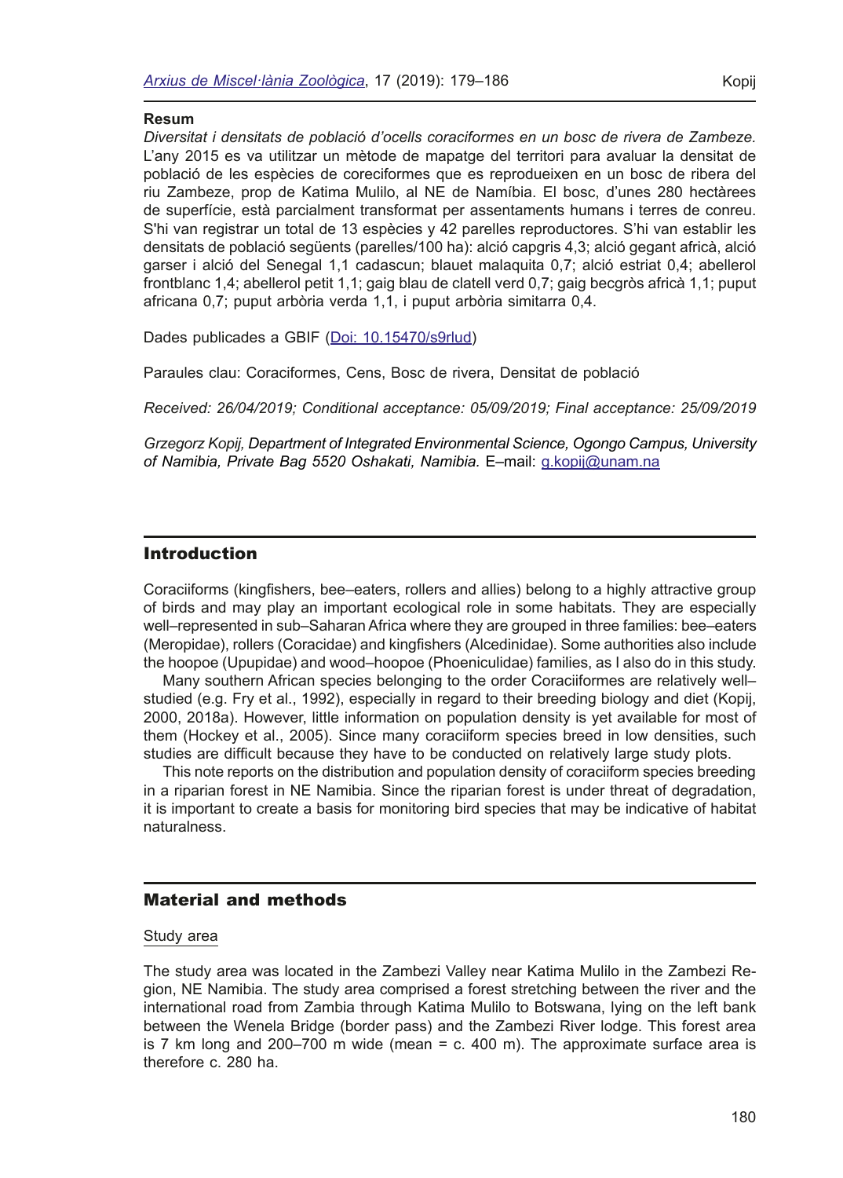**Resum**

*Diversitat i densitats de població d'ocells coraciformes en un bosc de rivera de Zambeze.* L'any 2015 es va utilitzar un mètode de mapatge del territori para avaluar la densitat de població de les espècies de coreciformes que es reprodueixen en un bosc de ribera del riu Zambeze, prop de Katima Mulilo, al NE de Namíbia. El bosc, d'unes 280 hectàrees de superfície, està parcialment transformat per assentaments humans i terres de conreu. S'hi van registrar un total de 13 espècies y 42 parelles reproductores. S'hi van establir les densitats de població següents (parelles/100 ha): alció capgris 4,3; alció gegant africà, alció garser i alció del Senegal 1,1 cadascun; blauet malaquita 0,7; alció estriat 0,4; abellerol frontblanc 1,4; abellerol petit 1,1; gaig blau de clatell verd 0,7; gaig becgròs africà 1,1; puput africana 0,7; puput arbòria verda 1,1, i puput arbòria simitarra 0,4.

Dades publicades a GBIF (Doi: 10.15470/s9rlud)

Paraules clau: Coraciformes, Cens, Bosc de rivera, Densitat de població

*Received: 26/04/2019; Conditional acceptance: 05/09/2019; Final acceptance: 25/09/2019*

*Grzegorz Kopij, Department of Integrated Environmental Science, Ogongo Campus, University of Namibia, Private Bag 5520 Oshakati, Namibia.* E–mail: g.kopij@unam.na

## Introduction

Coraciiforms (kingfishers, bee–eaters, rollers and allies) belong to a highly attractive group of birds and may play an important ecological role in some habitats. They are especially well–represented in sub–Saharan Africa where they are grouped in three families: bee–eaters (Meropidae), rollers (Coracidae) and kingfishers (Alcedinidae). Some authorities also include the hoopoe (Upupidae) and wood–hoopoe (Phoeniculidae) families, as I also do in this study.

Many southern African species belonging to the order Coraciiformes are relatively well–studied (e.g. Fry et al., 1992), especially in regard to their breeding biology and diet (Kopij, 2000, 2018a). However, little information on population density is yet available for most of them (Hockey et al., 2005). Since many coraciiform species breed in low densities, such studies are difficult because they have to be conducted on relatively large study plots.

This note reports on the distribution and population density of coraciiform species breeding in a riparian forest in NE Namibia. Since the riparian forest is under threat of degradation, it is important to create a basis for monitoring bird species that may be indicative of habitat naturalness.

## Material and methods

### Study area

The study area was located in the Zambezi Valley near Katima Mulilo in the Zambezi Region, NE Namibia. The study area comprised a forest stretching between the river and the international road from Zambia through Katima Mulilo to Botswana, lying on the left bank between the Wenela Bridge (border pass) and the Zambezi River lodge. This forest area is 7 km long and 200–700 m wide (mean = c. 400 m). The approximate surface area is therefore c. 280 ha.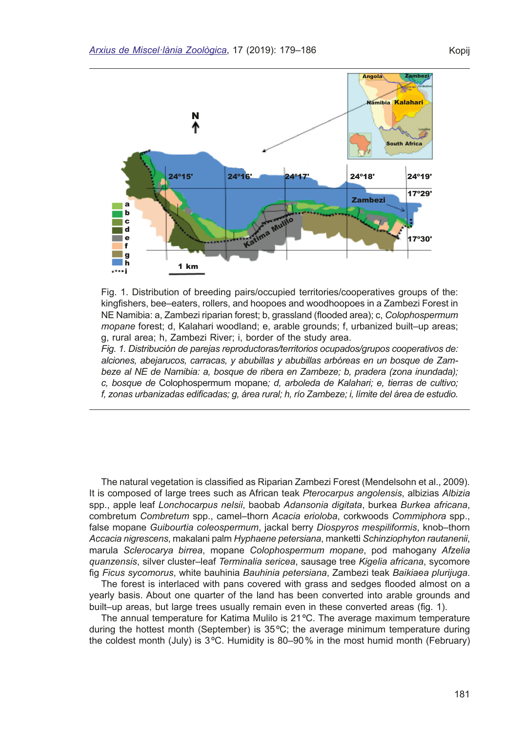Fig. 1. Distribution of breeding pairs/occupied territories/cooperatives groups of the: kingfishers, bee–eaters, rollers, and hoopoes and woodhoopoes in a Zambezi Forest in NE Namibia: a, Zambezi riparian forest; b, grassland (flooded area); c, *Colophospermum mopane* forest; d, Kalahari woodland; e, arable grounds; f, urbanized built–up areas; g, rural area; h, Zambezi River; i, border of the study area.

*Fig. 1. Distribución de parejas reproductoras/territorios ocupados/grupos cooperativos de: alciones, abejarucos, carracas, y abubillas y abubillas arbóreas en un bosque de Zambeze al NE de Namibia: a, bosque de ribera en Zambeze; b, pradera (zona inundada); c, bosque de* Colophospermum mopane*; d, arboleda de Kalahari; e, tierras de cultivo; f, zonas urbanizadas edificadas; g, área rural; h, río Zambeze; i, límite del área de estudio.*

The natural vegetation is classified as Riparian Zambezi Forest (Mendelsohn et al., 2009). It is composed of large trees such as African teak *Pterocarpus angolensis*, albizias *Albizia* spp., apple leaf *Lonchocarpus nelsii*, baobab *Adansonia digitata*, burkea *Burkea africana*, combretum *Combretum* spp., camel–thorn *Acacia erioloba*, corkwoods *Commiphora* spp., false mopane *Guibourtia coleospermum*, jackal berry *Diospyros mespiliformis*, knob–thorn *Accacia nigrescens*, makalani palm *Hyphaene petersiana*, manketti *Schinziophyton rautanenii*, marula *Sclerocarya birrea*, mopane *Colophospermum mopane*, pod mahogany *Afzelia quanzensis*, silver cluster–leaf *Terminalia sericea*, sausage tree *Kigelia africana*, sycomore fig *Ficus sycomorus*, white bauhinia *Bauhinia petersiana*, Zambezi teak *Baikiaea plurijuga*.

The forest is interlaced with pans covered with grass and sedges flooded almost on a yearly basis. About one quarter of the land has been converted into arable grounds and built–up areas, but large trees usually remain even in these converted areas (fig. 1).

The annual temperature for Katima Mulilo is 21 °C. The average maximum temperature during the hottest month (September) is 35 °C; the average minimum temperature during the coldest month (July) is 3 °C. Humidity is 80–90 % in the most humid month (February)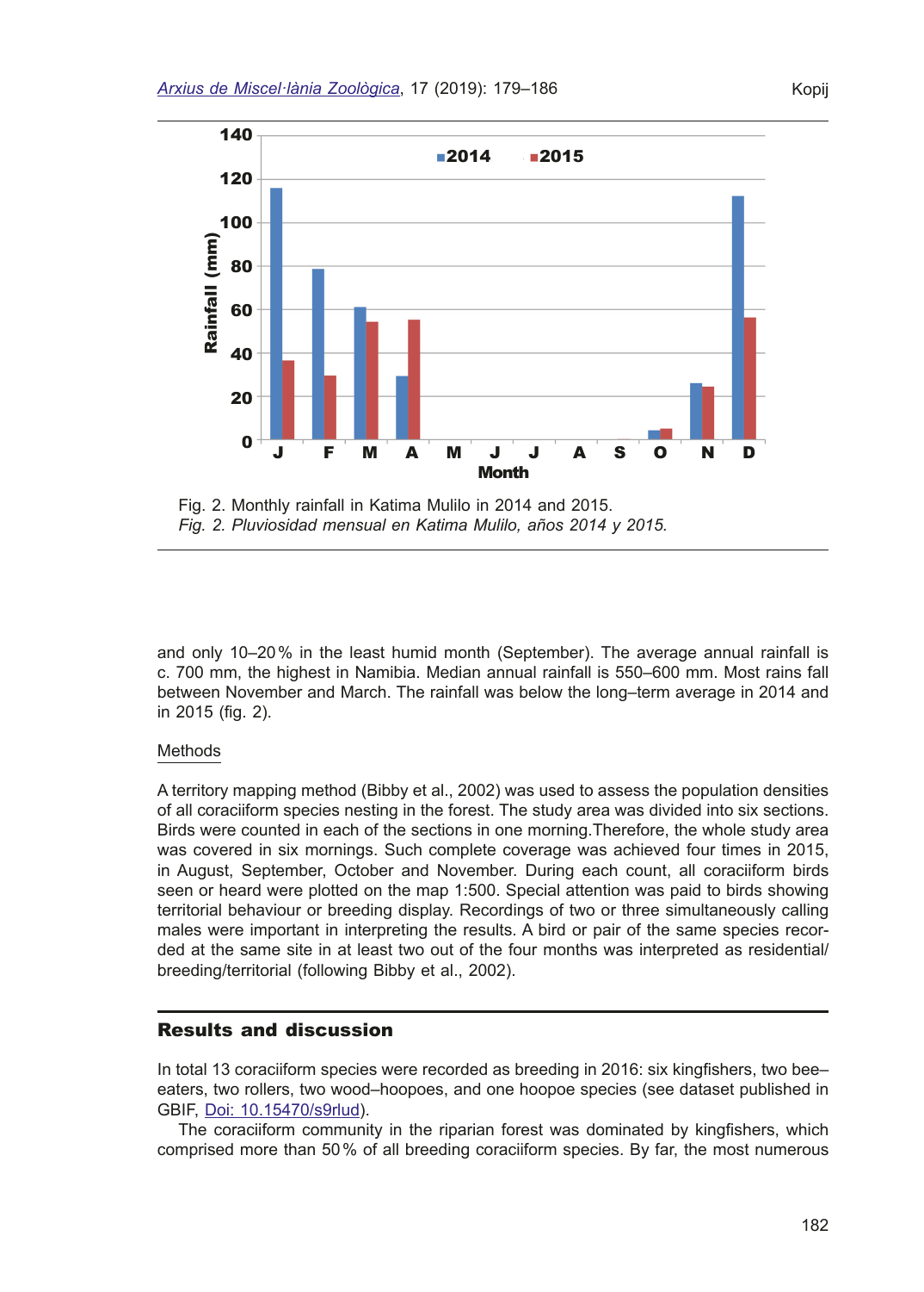Fig. 2. Monthly rainfall in Katima Mulilo in 2014 and 2015.
*Fig. 2. Pluviosidad mensual en Katima Mulilo, años 2014 y 2015.*

and only 10–20 % in the least humid month (September). The average annual rainfall is c. 700 mm, the highest in Namibia. Median annual rainfall is 550–600 mm. Most rains fall between November and March. The rainfall was below the long–term average in 2014 and in 2015 (fig. 2).

## Methods

A territory mapping method (Bibby et al., 2002) was used to assess the population densities of all coraciiform species nesting in the forest. The study area was divided into six sections. Birds were counted in each of the sections in one morning.Therefore, the whole study area was covered in six mornings. Such complete coverage was achieved four times in 2015, in August, September, October and November. During each count, all coraciiform birds seen or heard were plotted on the map 1:500. Special attention was paid to birds showing territorial behaviour or breeding display. Recordings of two or three simultaneously calling males were important in interpreting the results. A bird or pair of the same species recorded at the same site in at least two out of the four months was interpreted as residential/breeding/territorial (following Bibby et al., 2002).

## Results and discussion

In total 13 coraciiform species were recorded as breeding in 2016: six kingfishers, two bee–eaters, two rollers, two wood–hoopoes, and one hoopoe species (see dataset published in GBIF, Doi: 10.15470/s9rlud).

The coraciiform community in the riparian forest was dominated by kingfishers, which comprised more than 50 % of all breeding coraciiform species. By far, the most numerous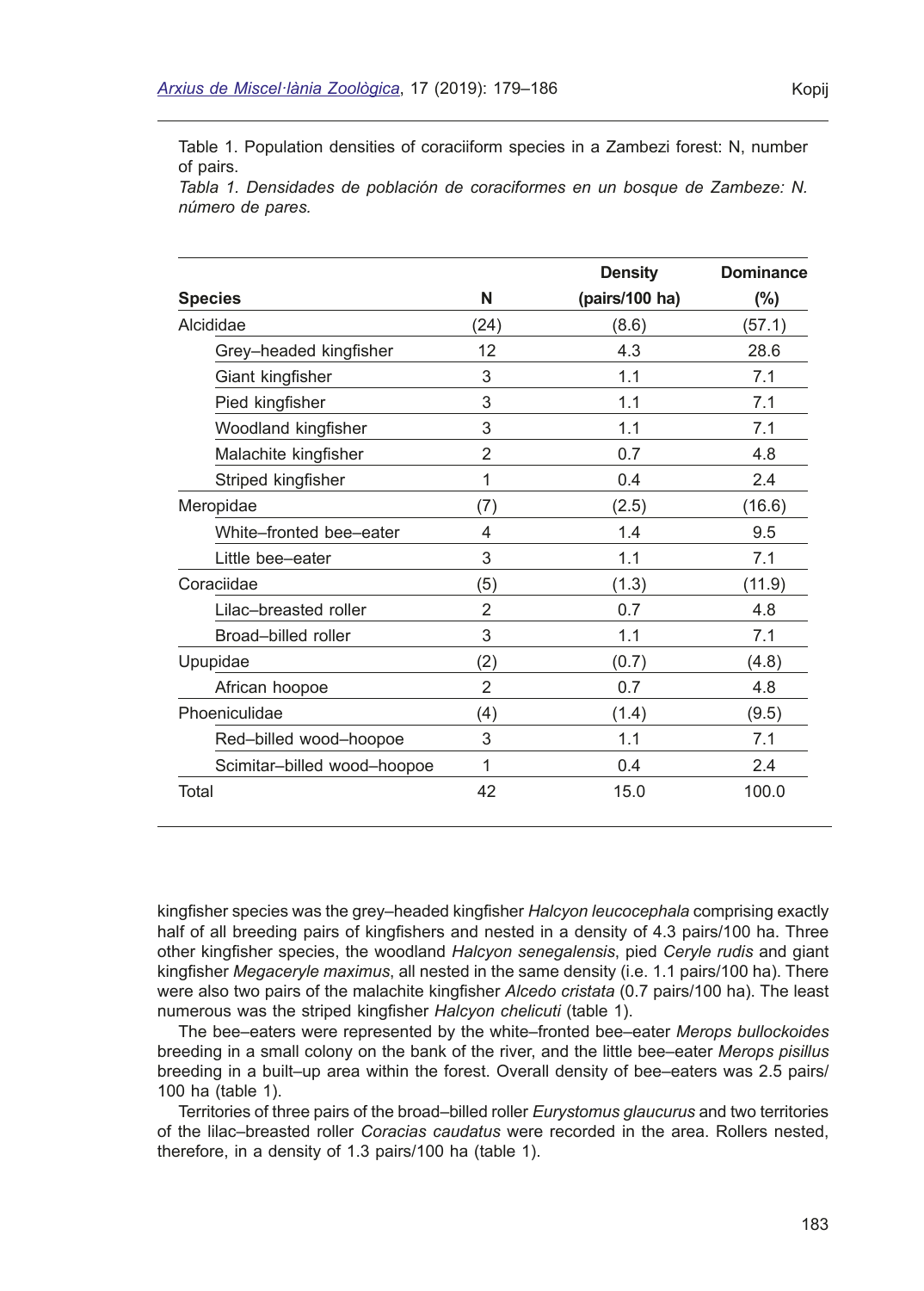Table 1. Population densities of coraciiform species in a Zambezi forest: N, number of pairs.

*Tabla 1. Densidades de población de coraciformes en un bosque de Zambeze: N. número de pares.*

| Species | N | Density (pairs/100 ha) | Dominance (%) |
|---|---|---|---|
| Alcididae | (24) | (8.6) | (57.1) |
| Grey–headed kingfisher | 12 | 4.3 | 28.6 |
| Giant kingfisher | 3 | 1.1 | 7.1 |
| Pied kingfisher | 3 | 1.1 | 7.1 |
| Woodland kingfisher | 3 | 1.1 | 7.1 |
| Malachite kingfisher | 2 | 0.7 | 4.8 |
| Striped kingfisher | 1 | 0.4 | 2.4 |
| Meropidae | (7) | (2.5) | (16.6) |
| White–fronted bee–eater | 4 | 1.4 | 9.5 |
| Little bee–eater | 3 | 1.1 | 7.1 |
| Coraciidae | (5) | (1.3) | (11.9) |
| Lilac–breasted roller | 2 | 0.7 | 4.8 |
| Broad–billed roller | 3 | 1.1 | 7.1 |
| Upupidae | (2) | (0.7) | (4.8) |
| African hoopoe | 2 | 0.7 | 4.8 |
| Phoeniculidae | (4) | (1.4) | (9.5) |
| Red–billed wood–hoopoe | 3 | 1.1 | 7.1 |
| Scimitar–billed wood–hoopoe | 1 | 0.4 | 2.4 |
| Total | 42 | 15.0 | 100.0 |

kingfisher species was the grey–headed kingfisher *Halcyon leucocephala* comprising exactly half of all breeding pairs of kingfishers and nested in a density of 4.3 pairs/100 ha. Three other kingfisher species, the woodland *Halcyon senegalensis*, pied *Ceryle rudis* and giant kingfisher *Megaceryle maximus*, all nested in the same density (i.e. 1.1 pairs/100 ha). There were also two pairs of the malachite kingfisher *Alcedo cristata* (0.7 pairs/100 ha). The least numerous was the striped kingfisher *Halcyon chelicuti* (table 1).

The bee–eaters were represented by the white–fronted bee–eater *Merops bullockoides* breeding in a small colony on the bank of the river, and the little bee–eater *Merops pisillus* breeding in a built–up area within the forest. Overall density of bee–eaters was 2.5 pairs/100 ha (table 1).

Territories of three pairs of the broad–billed roller *Eurystomus glaucurus* and two territories of the lilac–breasted roller *Coracias caudatus* were recorded in the area. Rollers nested, therefore, in a density of 1.3 pairs/100 ha (table 1).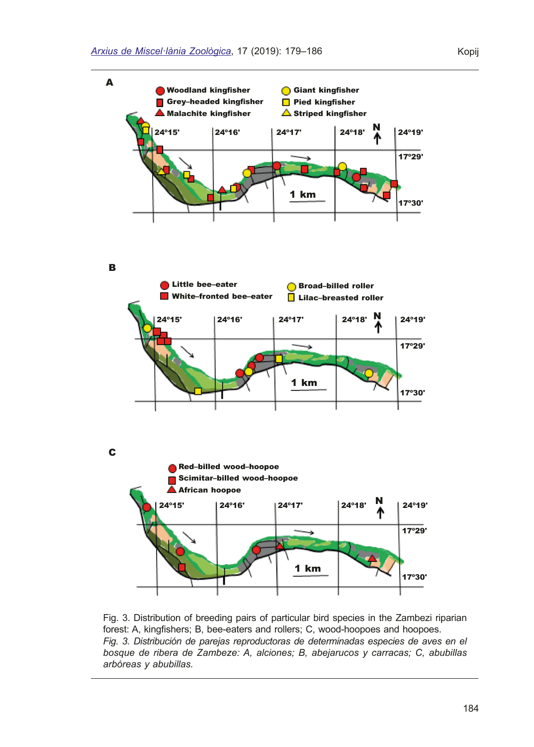Fig. 3. Distribution of breeding pairs of particular bird species in the Zambezi riparian forest: A, kingfishers; B, bee-eaters and rollers; C, wood-hoopoes and hoopoes.

*Fig. 3. Distribución de parejas reproductoras de determinadas especies de aves en el bosque de ribera de Zambeze: A, alciones; B, abejarucos y carracas; C, abubillas arbóreas y abubillas.*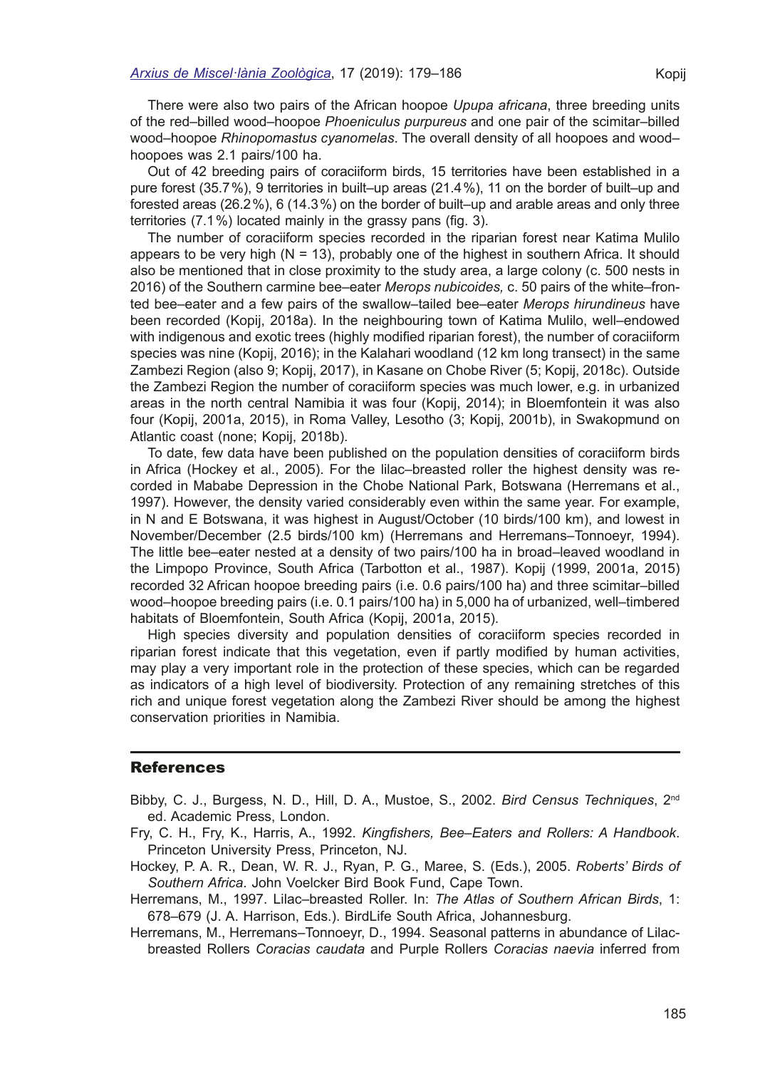There were also two pairs of the African hoopoe *Upupa africana*, three breeding units of the red–billed wood–hoopoe *Phoeniculus purpureus* and one pair of the scimitar–billed wood–hoopoe *Rhinopomastus cyanomelas*. The overall density of all hoopoes and wood–hoopoes was 2.1 pairs/100 ha.

Out of 42 breeding pairs of coraciiform birds, 15 territories have been established in a pure forest (35.7%), 9 territories in built–up areas (21.4%), 11 on the border of built–up and forested areas (26.2%), 6 (14.3%) on the border of built–up and arable areas and only three territories (7.1%) located mainly in the grassy pans (fig. 3).

The number of coraciiform species recorded in the riparian forest near Katima Mulilo appears to be very high (N = 13), probably one of the highest in southern Africa. It should also be mentioned that in close proximity to the study area, a large colony (c. 500 nests in 2016) of the Southern carmine bee–eater *Merops nubicoides,* c. 50 pairs of the white–fronted bee–eater and a few pairs of the swallow–tailed bee–eater *Merops hirundineus* have been recorded (Kopij, 2018a). In the neighbouring town of Katima Mulilo, well–endowed with indigenous and exotic trees (highly modified riparian forest), the number of coraciiform species was nine (Kopij, 2016); in the Kalahari woodland (12 km long transect) in the same Zambezi Region (also 9; Kopij, 2017), in Kasane on Chobe River (5; Kopij, 2018c). Outside the Zambezi Region the number of coraciiform species was much lower, e.g. in urbanized areas in the north central Namibia it was four (Kopij, 2014); in Bloemfontein it was also four (Kopij, 2001a, 2015), in Roma Valley, Lesotho (3; Kopij, 2001b), in Swakopmund on Atlantic coast (none; Kopij, 2018b).

To date, few data have been published on the population densities of coraciiform birds in Africa (Hockey et al., 2005). For the lilac–breasted roller the highest density was recorded in Mababe Depression in the Chobe National Park, Botswana (Herremans et al., 1997). However, the density varied considerably even within the same year. For example, in N and E Botswana, it was highest in August/October (10 birds/100 km), and lowest in November/December (2.5 birds/100 km) (Herremans and Herremans–Tonnoeyr, 1994). The little bee–eater nested at a density of two pairs/100 ha in broad–leaved woodland in the Limpopo Province, South Africa (Tarbotton et al., 1987). Kopij (1999, 2001a, 2015) recorded 32 African hoopoe breeding pairs (i.e. 0.6 pairs/100 ha) and three scimitar–billed wood–hoopoe breeding pairs (i.e. 0.1 pairs/100 ha) in 5,000 ha of urbanized, well–timbered habitats of Bloemfontein, South Africa (Kopij, 2001a, 2015).

High species diversity and population densities of coraciiform species recorded in riparian forest indicate that this vegetation, even if partly modified by human activities, may play a very important role in the protection of these species, which can be regarded as indicators of a high level of biodiversity. Protection of any remaining stretches of this rich and unique forest vegetation along the Zambezi River should be among the highest conservation priorities in Namibia.

## References

Bibby, C. J., Burgess, N. D., Hill, D. A., Mustoe, S., 2002. *Bird Census Techniques*, 2nd ed. Academic Press, London.

Fry, C. H., Fry, K., Harris, A., 1992. *Kingfishers, Bee–Eaters and Rollers: A Handbook*. Princeton University Press, Princeton, NJ.

Hockey, P. A. R., Dean, W. R. J., Ryan, P. G., Maree, S. (Eds.), 2005. *Roberts' Birds of Southern Africa*. John Voelcker Bird Book Fund, Cape Town.

Herremans, M., 1997. Lilac–breasted Roller. In: *The Atlas of Southern African Birds*, 1: 678–679 (J. A. Harrison, Eds.). BirdLife South Africa, Johannesburg.

Herremans, M., Herremans–Tonnoeyr, D., 1994. Seasonal patterns in abundance of Lilac-breasted Rollers *Coracias caudata* and Purple Rollers *Coracias naevia* inferred from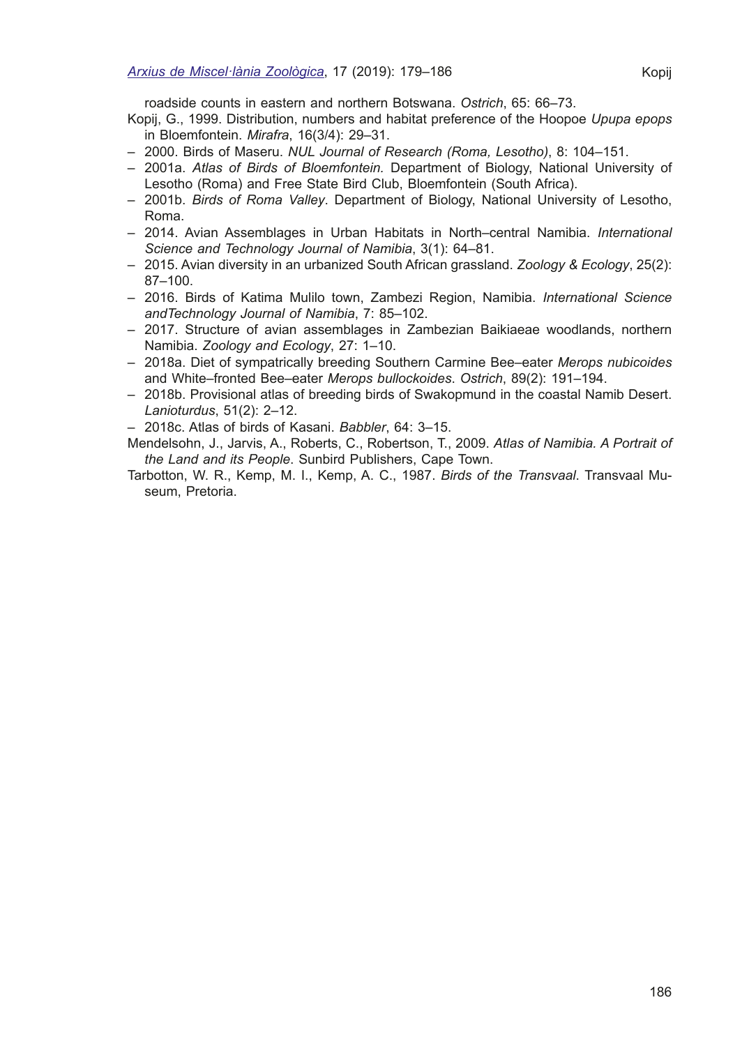roadside counts in eastern and northern Botswana. *Ostrich*, 65: 66–73.

Kopij, G., 1999. Distribution, numbers and habitat preference of the Hoopoe *Upupa epops* in Bloemfontein. *Mirafra*, 16(3/4): 29–31.

– 2000. Birds of Maseru. *NUL Journal of Research (Roma, Lesotho)*, 8: 104–151.

– 2001a. *Atlas of Birds of Bloemfontein.* Department of Biology, National University of Lesotho (Roma) and Free State Bird Club, Bloemfontein (South Africa).

– 2001b. *Birds of Roma Valley*. Department of Biology, National University of Lesotho, Roma.

– 2014. Avian Assemblages in Urban Habitats in North–central Namibia. *International Science and Technology Journal of Namibia*, 3(1): 64–81.

– 2015. Avian diversity in an urbanized South African grassland. *Zoology & Ecology*, 25(2): 87–100.

– 2016. Birds of Katima Mulilo town, Zambezi Region, Namibia. *International Science andTechnology Journal of Namibia*, 7: 85–102.

– 2017. Structure of avian assemblages in Zambezian Baikiaeae woodlands, northern Namibia. *Zoology and Ecology*, 27: 1–10.

– 2018a. Diet of sympatrically breeding Southern Carmine Bee–eater *Merops nubicoides* and White–fronted Bee–eater *Merops bullockoides*. *Ostrich*, 89(2): 191–194.

– 2018b. Provisional atlas of breeding birds of Swakopmund in the coastal Namib Desert. *Lanioturdus*, 51(2): 2–12.

– 2018c. Atlas of birds of Kasani. *Babbler*, 64: 3–15.

Mendelsohn, J., Jarvis, A., Roberts, C., Robertson, T., 2009. *Atlas of Namibia. A Portrait of the Land and its People*. Sunbird Publishers, Cape Town.

Tarbotton, W. R., Kemp, M. I., Kemp, A. C., 1987. *Birds of the Transvaal*. Transvaal Museum, Pretoria.